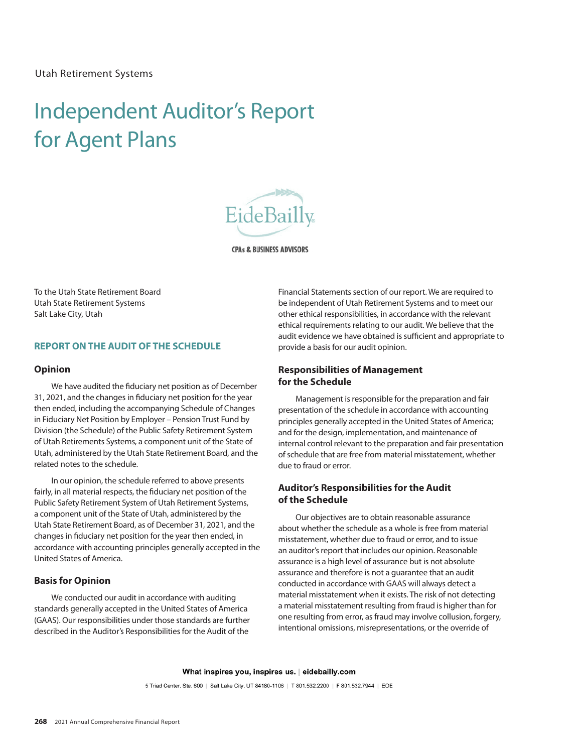Utah Retirement Systems

# Independent Auditor's Report for Agent Plans

EideBailly

CPAs & BUSINESS ADVISORS

To the Utah State Retirement Board
Utah State Retirement Systems
Salt Lake City, Utah

## REPORT ON THE AUDIT OF THE SCHEDULE

### Opinion

We have audited the fiduciary net position as of December 31, 2021, and the changes in fiduciary net position for the year then ended, including the accompanying Schedule of Changes in Fiduciary Net Position by Employer – Pension Trust Fund by Division (the Schedule) of the Public Safety Retirement System of Utah Retirements Systems, a component unit of the State of Utah, administered by the Utah State Retirement Board, and the related notes to the schedule.

In our opinion, the schedule referred to above presents fairly, in all material respects, the fiduciary net position of the Public Safety Retirement System of Utah Retirement Systems, a component unit of the State of Utah, administered by the Utah State Retirement Board, as of December 31, 2021, and the changes in fiduciary net position for the year then ended, in accordance with accounting principles generally accepted in the United States of America.

### Basis for Opinion

We conducted our audit in accordance with auditing standards generally accepted in the United States of America (GAAS). Our responsibilities under those standards are further described in the Auditor's Responsibilities for the Audit of the Financial Statements section of our report. We are required to be independent of Utah Retirement Systems and to meet our other ethical responsibilities, in accordance with the relevant ethical requirements relating to our audit. We believe that the audit evidence we have obtained is sufficient and appropriate to provide a basis for our audit opinion.

### Responsibilities of Management for the Schedule

Management is responsible for the preparation and fair presentation of the schedule in accordance with accounting principles generally accepted in the United States of America; and for the design, implementation, and maintenance of internal control relevant to the preparation and fair presentation of schedule that are free from material misstatement, whether due to fraud or error.

### Auditor's Responsibilities for the Audit of the Schedule

Our objectives are to obtain reasonable assurance about whether the schedule as a whole is free from material misstatement, whether due to fraud or error, and to issue an auditor's report that includes our opinion. Reasonable assurance is a high level of assurance but is not absolute assurance and therefore is not a guarantee that an audit conducted in accordance with GAAS will always detect a material misstatement when it exists. The risk of not detecting a material misstatement resulting from fraud is higher than for one resulting from error, as fraud may involve collusion, forgery, intentional omissions, misrepresentations, or the override of

What inspires you, inspires us. | eidebailly.com

5 Triad Center, Ste. 600 | Salt Lake City, UT 84180-1106 | T 801.532.2200 | F 801.532.7944 | EOE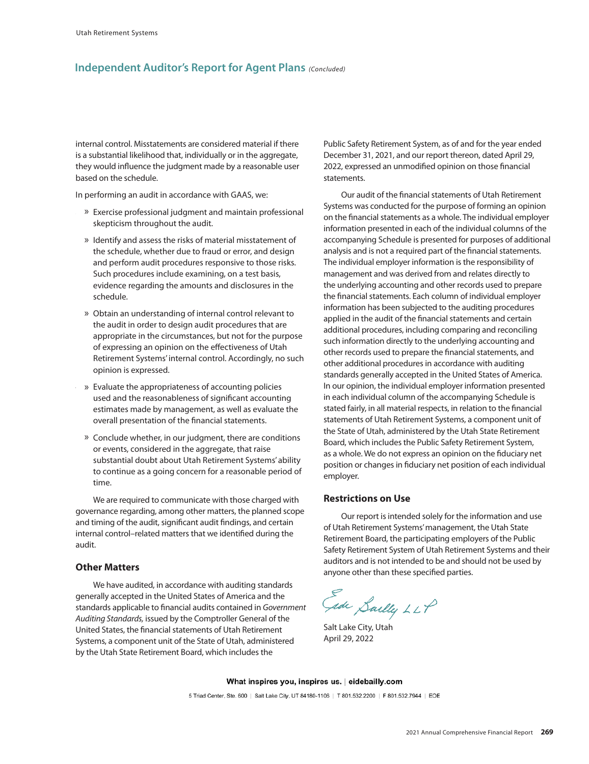## Independent Auditor's Report for Agent Plans *(Concluded)*

internal control. Misstatements are considered material if there is a substantial likelihood that, individually or in the aggregate, they would influence the judgment made by a reasonable user based on the schedule.

In performing an audit in accordance with GAAS, we:

- Exercise professional judgment and maintain professional skepticism throughout the audit.
- Identify and assess the risks of material misstatement of the schedule, whether due to fraud or error, and design and perform audit procedures responsive to those risks. Such procedures include examining, on a test basis, evidence regarding the amounts and disclosures in the schedule.
- Obtain an understanding of internal control relevant to the audit in order to design audit procedures that are appropriate in the circumstances, but not for the purpose of expressing an opinion on the effectiveness of Utah Retirement Systems' internal control. Accordingly, no such opinion is expressed.
- Evaluate the appropriateness of accounting policies used and the reasonableness of significant accounting estimates made by management, as well as evaluate the overall presentation of the financial statements.
- Conclude whether, in our judgment, there are conditions or events, considered in the aggregate, that raise substantial doubt about Utah Retirement Systems' ability to continue as a going concern for a reasonable period of time.

We are required to communicate with those charged with governance regarding, among other matters, the planned scope and timing of the audit, significant audit findings, and certain internal control–related matters that we identified during the audit.

### Other Matters

We have audited, in accordance with auditing standards generally accepted in the United States of America and the standards applicable to financial audits contained in *Government Auditing Standards,* issued by the Comptroller General of the United States, the financial statements of Utah Retirement Systems, a component unit of the State of Utah, administered by the Utah State Retirement Board, which includes the Public Safety Retirement System, as of and for the year ended December 31, 2021, and our report thereon, dated April 29, 2022, expressed an unmodified opinion on those financial statements.

Our audit of the financial statements of Utah Retirement Systems was conducted for the purpose of forming an opinion on the financial statements as a whole. The individual employer information presented in each of the individual columns of the accompanying Schedule is presented for purposes of additional analysis and is not a required part of the financial statements. The individual employer information is the responsibility of management and was derived from and relates directly to the underlying accounting and other records used to prepare the financial statements. Each column of individual employer information has been subjected to the auditing procedures applied in the audit of the financial statements and certain additional procedures, including comparing and reconciling such information directly to the underlying accounting and other records used to prepare the financial statements, and other additional procedures in accordance with auditing standards generally accepted in the United States of America. In our opinion, the individual employer information presented in each individual column of the accompanying Schedule is stated fairly, in all material respects, in relation to the financial statements of Utah Retirement Systems, a component unit of the State of Utah, administered by the Utah State Retirement Board, which includes the Public Safety Retirement System, as a whole. We do not express an opinion on the fiduciary net position or changes in fiduciary net position of each individual employer.

### Restrictions on Use

Our report is intended solely for the information and use of Utah Retirement Systems' management, the Utah State Retirement Board, the participating employers of the Public Safety Retirement System of Utah Retirement Systems and their auditors and is not intended to be and should not be used by anyone other than these specified parties.

Eide Bailly LLP

Salt Lake City, Utah
April 29, 2022

**What inspires you, inspires us.** | **eidebailly.com**

5 Triad Center, Ste. 600 | Salt Lake City, UT 84180-1106 | T 801.532.2200 | F 801.532.7944 | EOE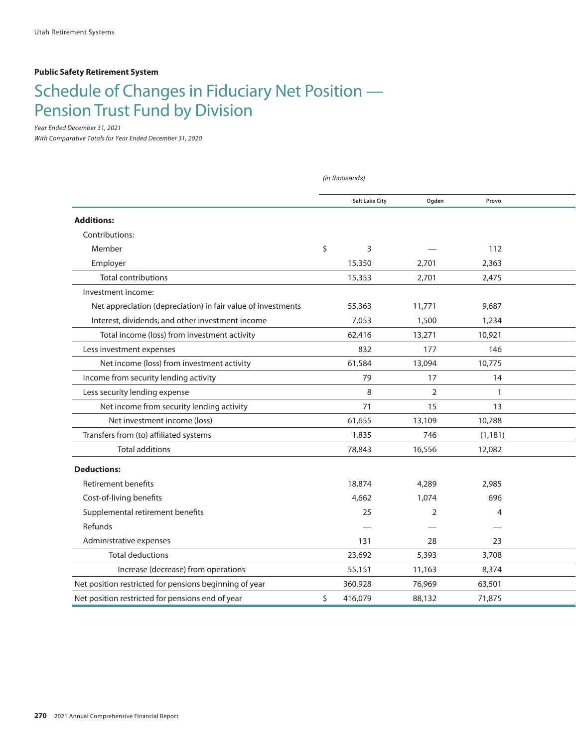**Public Safety Retirement System**

# Schedule of Changes in Fiduciary Net Position — Pension Trust Fund by Division

*Year Ended December 31, 2021*
*With Comparative Totals for Year Ended December 31, 2020*

*(in thousands)*

| | Salt Lake City | Ogden | Provo |
|---|---|---|---|
| **Additions:** | | | |
| Contributions: | | | |
| Member | $ 3 | — | 112 |
| Employer | 15,350 | 2,701 | 2,363 |
| Total contributions | 15,353 | 2,701 | 2,475 |
| Investment income: | | | |
| Net appreciation (depreciation) in fair value of investments | 55,363 | 11,771 | 9,687 |
| Interest, dividends, and other investment income | 7,053 | 1,500 | 1,234 |
| Total income (loss) from investment activity | 62,416 | 13,271 | 10,921 |
| Less investment expenses | 832 | 177 | 146 |
| Net income (loss) from investment activity | 61,584 | 13,094 | 10,775 |
| Income from security lending activity | 79 | 17 | 14 |
| Less security lending expense | 8 | 2 | 1 |
| Net income from security lending activity | 71 | 15 | 13 |
| Net investment income (loss) | 61,655 | 13,109 | 10,788 |
| Transfers from (to) affiliated systems | 1,835 | 746 | (1,181) |
| Total additions | 78,843 | 16,556 | 12,082 |
| **Deductions:** | | | |
| Retirement benefits | 18,874 | 4,289 | 2,985 |
| Cost-of-living benefits | 4,662 | 1,074 | 696 |
| Supplemental retirement benefits | 25 | 2 | 4 |
| Refunds | — | — | — |
| Administrative expenses | 131 | 28 | 23 |
| Total deductions | 23,692 | 5,393 | 3,708 |
| Increase (decrease) from operations | 55,151 | 11,163 | 8,374 |
| Net position restricted for pensions beginning of year | 360,928 | 76,969 | 63,501 |
| Net position restricted for pensions end of year | $ 416,079 | 88,132 | 71,875 |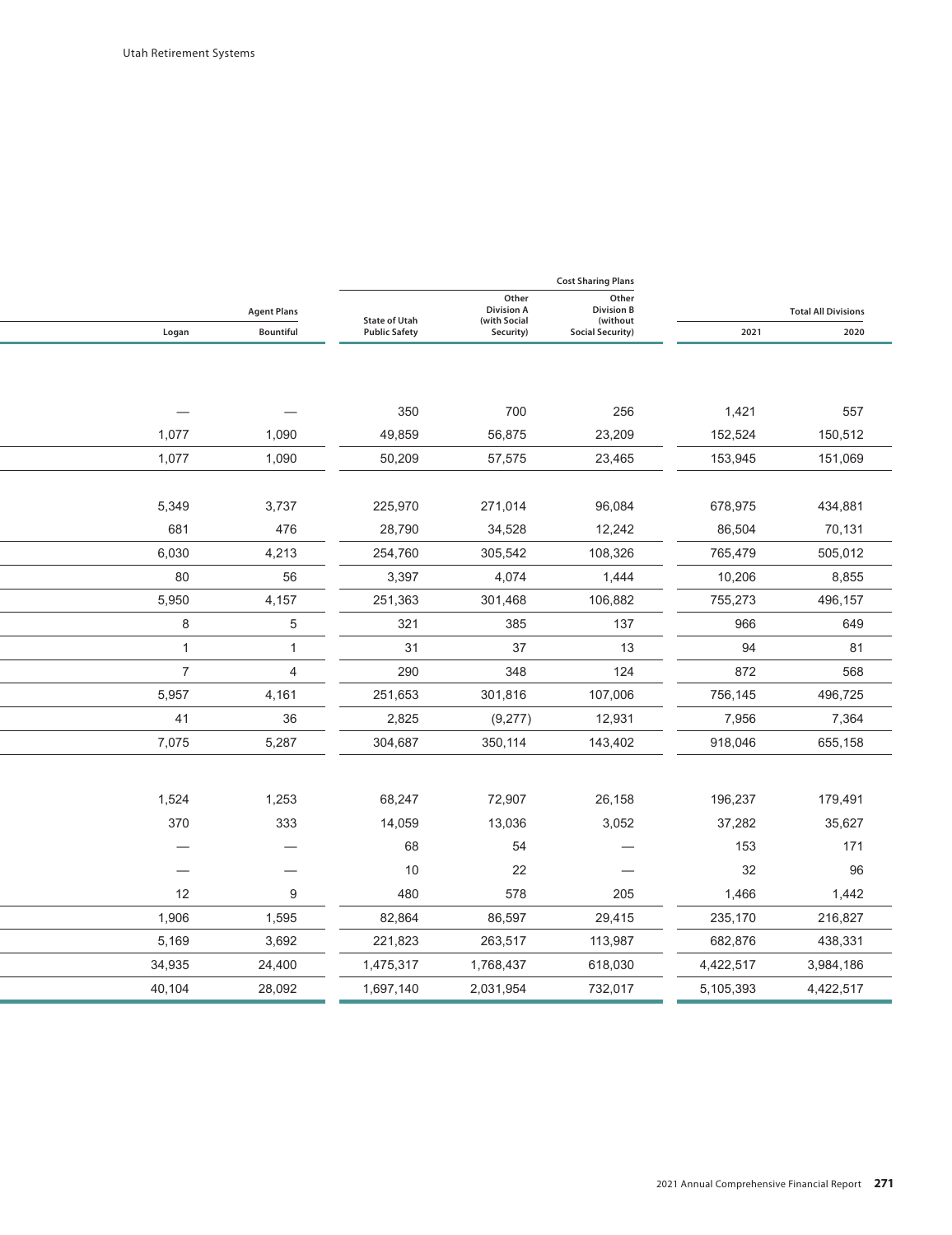| | Agent Plans | | Cost Sharing Plans | | | Total All Divisions | |
|---|---|---|---|---|---|---|---|
| Logan | Bountiful | State of Utah Public Safety | Other Division A (with Social Security) | Other Division B (without Social Security) | | 2021 | 2020 |
| — | — | 350 | 700 | 256 | | 1,421 | 557 |
| 1,077 | 1,090 | 49,859 | 56,875 | 23,209 | | 152,524 | 150,512 |
| 1,077 | 1,090 | 50,209 | 57,575 | 23,465 | | 153,945 | 151,069 |
| 5,349 | 3,737 | 225,970 | 271,014 | 96,084 | | 678,975 | 434,881 |
| 681 | 476 | 28,790 | 34,528 | 12,242 | | 86,504 | 70,131 |
| 6,030 | 4,213 | 254,760 | 305,542 | 108,326 | | 765,479 | 505,012 |
| 80 | 56 | 3,397 | 4,074 | 1,444 | | 10,206 | 8,855 |
| 5,950 | 4,157 | 251,363 | 301,468 | 106,882 | | 755,273 | 496,157 |
| 8 | 5 | 321 | 385 | 137 | | 966 | 649 |
| 1 | 1 | 31 | 37 | 13 | | 94 | 81 |
| 7 | 4 | 290 | 348 | 124 | | 872 | 568 |
| 5,957 | 4,161 | 251,653 | 301,816 | 107,006 | | 756,145 | 496,725 |
| 41 | 36 | 2,825 | (9,277) | 12,931 | | 7,956 | 7,364 |
| 7,075 | 5,287 | 304,687 | 350,114 | 143,402 | | 918,046 | 655,158 |
| 1,524 | 1,253 | 68,247 | 72,907 | 26,158 | | 196,237 | 179,491 |
| 370 | 333 | 14,059 | 13,036 | 3,052 | | 37,282 | 35,627 |
| — | — | 68 | 54 | — | | 153 | 171 |
| — | — | 10 | 22 | — | | 32 | 96 |
| 12 | 9 | 480 | 578 | 205 | | 1,466 | 1,442 |
| 1,906 | 1,595 | 82,864 | 86,597 | 29,415 | | 235,170 | 216,827 |
| 5,169 | 3,692 | 221,823 | 263,517 | 113,987 | | 682,876 | 438,331 |
| 34,935 | 24,400 | 1,475,317 | 1,768,437 | 618,030 | | 4,422,517 | 3,984,186 |
| 40,104 | 28,092 | 1,697,140 | 2,031,954 | 732,017 | | 5,105,393 | 4,422,517 |